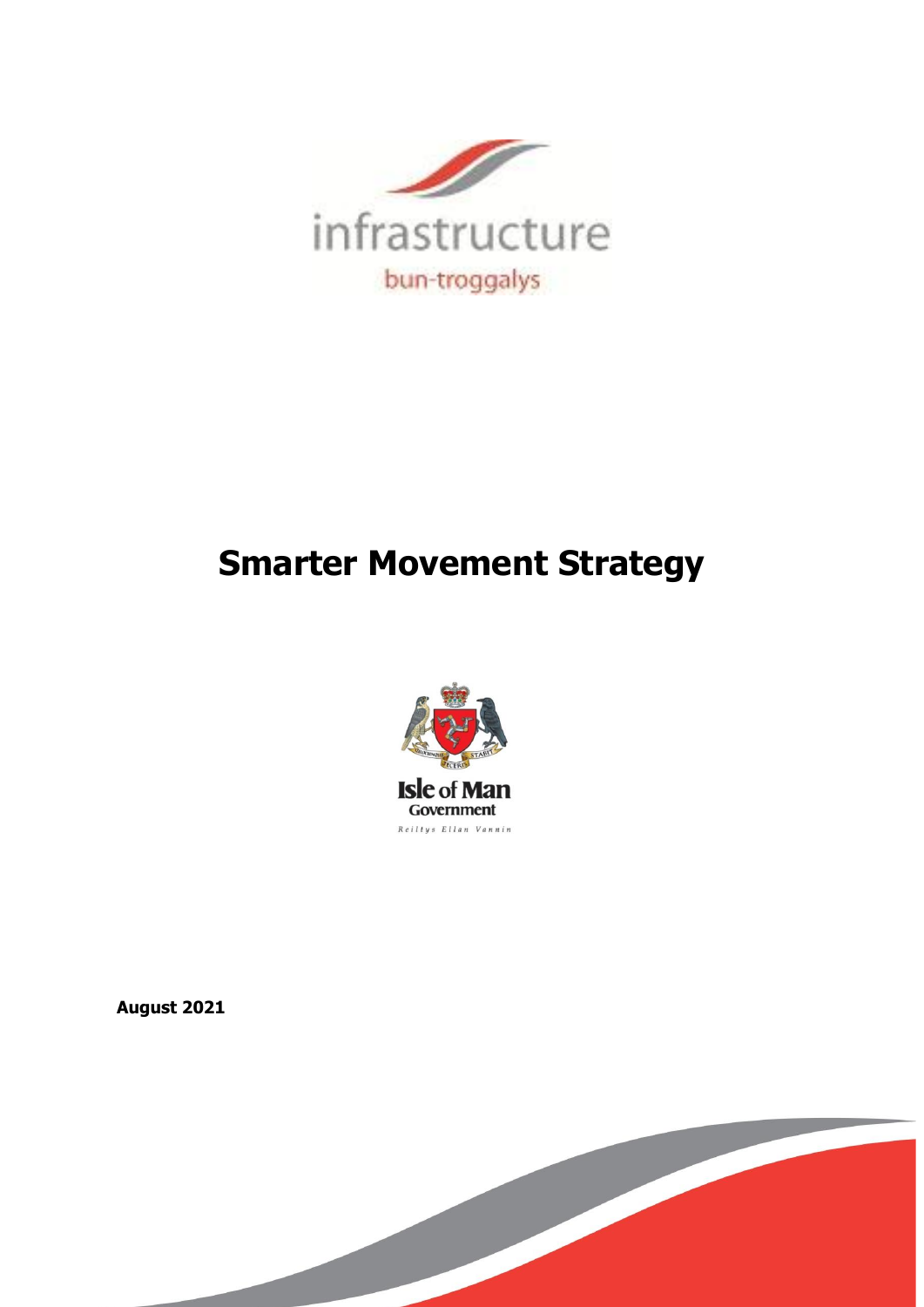infrastructure

bun-troggalys

# Smarter Movement Strategy

Isle of Man Government

Reiltys Ellan Vannin

**August 2021**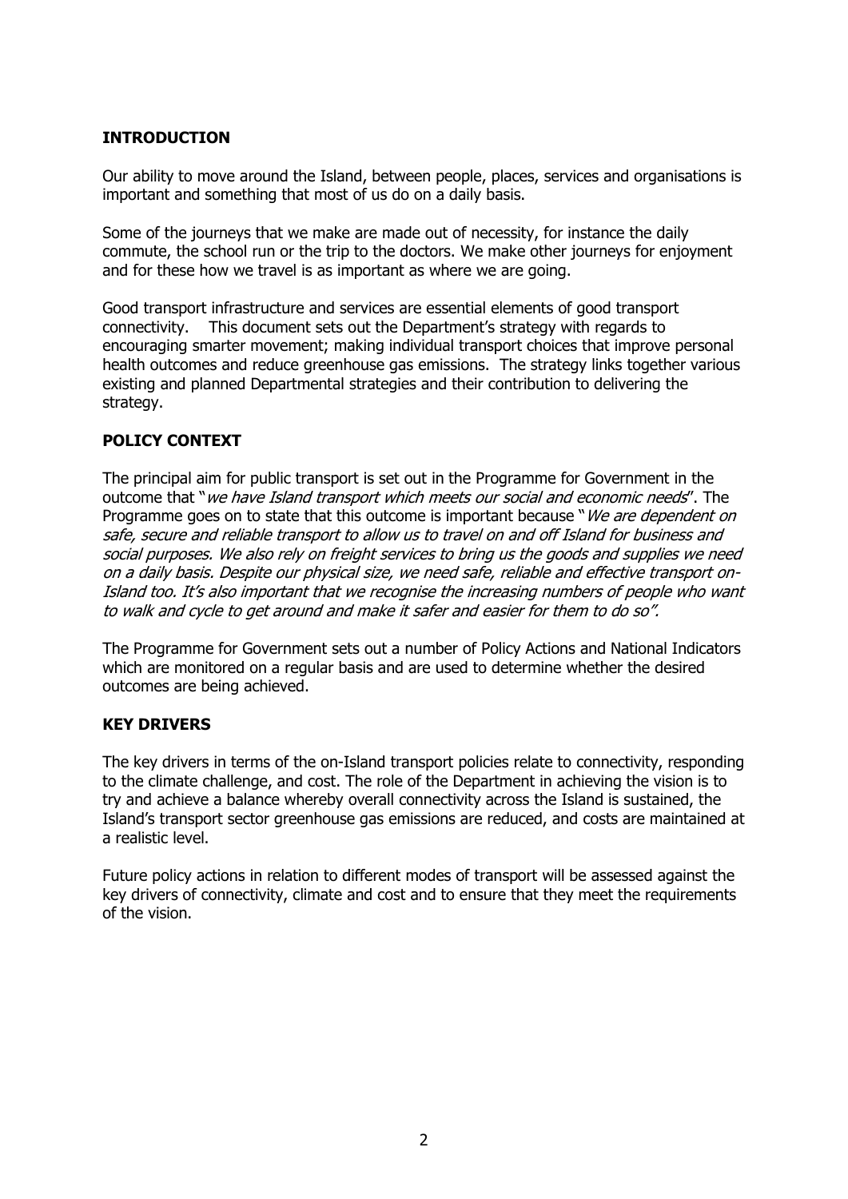## INTRODUCTION

Our ability to move around the Island, between people, places, services and organisations is important and something that most of us do on a daily basis.

Some of the journeys that we make are made out of necessity, for instance the daily commute, the school run or the trip to the doctors. We make other journeys for enjoyment and for these how we travel is as important as where we are going.

Good transport infrastructure and services are essential elements of good transport connectivity. This document sets out the Department's strategy with regards to encouraging smarter movement; making individual transport choices that improve personal health outcomes and reduce greenhouse gas emissions. The strategy links together various existing and planned Departmental strategies and their contribution to delivering the strategy.

## POLICY CONTEXT

The principal aim for public transport is set out in the Programme for Government in the outcome that "*we have Island transport which meets our social and economic needs*". The Programme goes on to state that this outcome is important because "*We are dependent on safe, secure and reliable transport to allow us to travel on and off Island for business and social purposes. We also rely on freight services to bring us the goods and supplies we need on a daily basis. Despite our physical size, we need safe, reliable and effective transport on-Island too. It's also important that we recognise the increasing numbers of people who want to walk and cycle to get around and make it safer and easier for them to do so".*

The Programme for Government sets out a number of Policy Actions and National Indicators which are monitored on a regular basis and are used to determine whether the desired outcomes are being achieved.

## KEY DRIVERS

The key drivers in terms of the on-Island transport policies relate to connectivity, responding to the climate challenge, and cost. The role of the Department in achieving the vision is to try and achieve a balance whereby overall connectivity across the Island is sustained, the Island's transport sector greenhouse gas emissions are reduced, and costs are maintained at a realistic level.

Future policy actions in relation to different modes of transport will be assessed against the key drivers of connectivity, climate and cost and to ensure that they meet the requirements of the vision.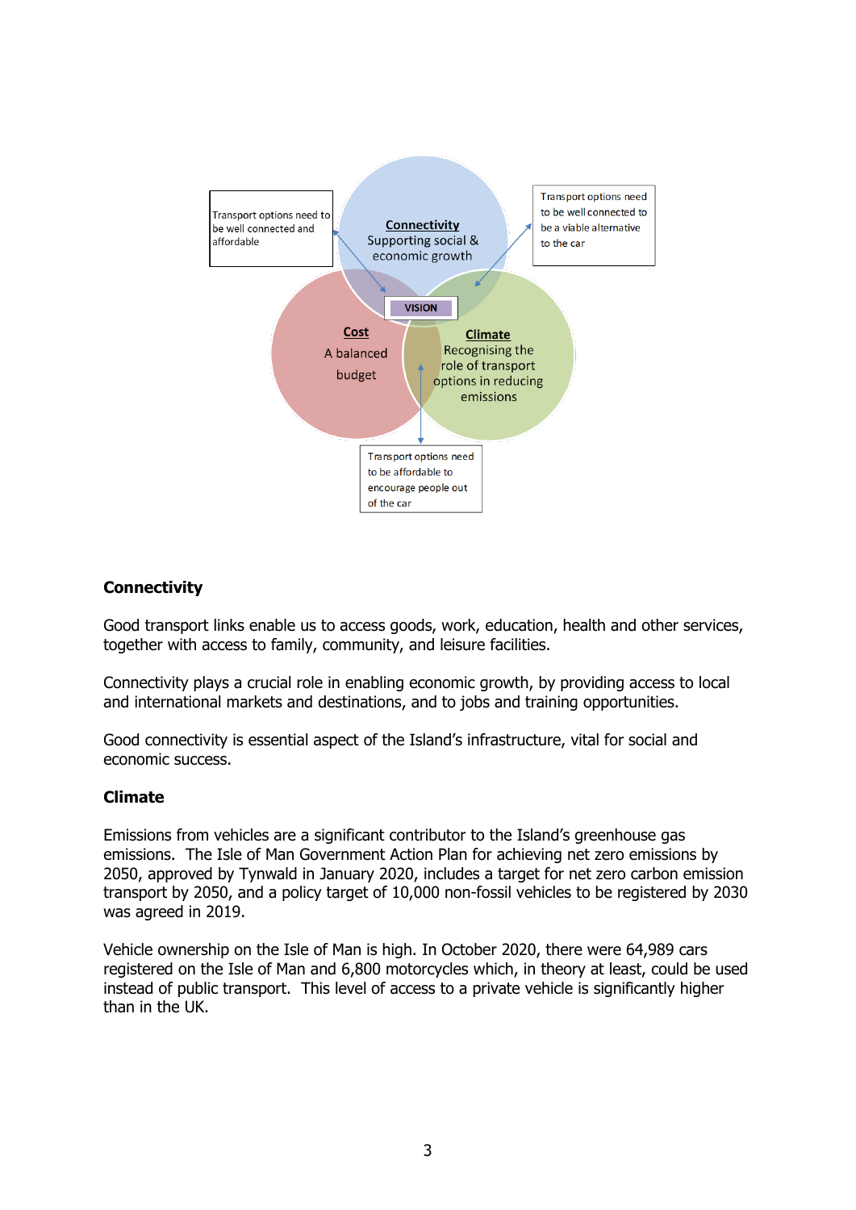Transport options need to be well connected and affordable

**Connectivity**
Supporting social & economic growth

Transport options need to be well connected to be a viable alternative to the car

**VISION**

**Cost**
A balanced budget

**Climate**
Recognising the role of transport options in reducing emissions

Transport options need to be affordable to encourage people out of the car

**Connectivity**

Good transport links enable us to access goods, work, education, health and other services, together with access to family, community, and leisure facilities.

Connectivity plays a crucial role in enabling economic growth, by providing access to local and international markets and destinations, and to jobs and training opportunities.

Good connectivity is essential aspect of the Island's infrastructure, vital for social and economic success.

**Climate**

Emissions from vehicles are a significant contributor to the Island's greenhouse gas emissions. The Isle of Man Government Action Plan for achieving net zero emissions by 2050, approved by Tynwald in January 2020, includes a target for net zero carbon emission transport by 2050, and a policy target of 10,000 non-fossil vehicles to be registered by 2030 was agreed in 2019.

Vehicle ownership on the Isle of Man is high. In October 2020, there were 64,989 cars registered on the Isle of Man and 6,800 motorcycles which, in theory at least, could be used instead of public transport. This level of access to a private vehicle is significantly higher than in the UK.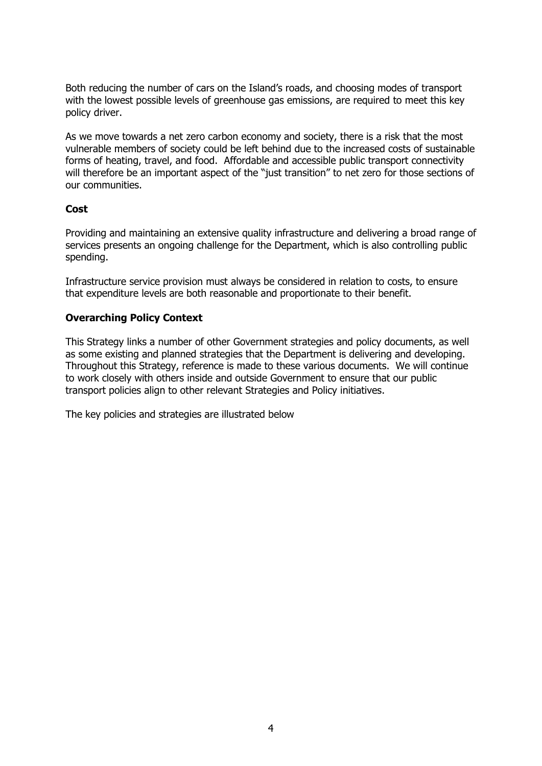Both reducing the number of cars on the Island's roads, and choosing modes of transport with the lowest possible levels of greenhouse gas emissions, are required to meet this key policy driver.

As we move towards a net zero carbon economy and society, there is a risk that the most vulnerable members of society could be left behind due to the increased costs of sustainable forms of heating, travel, and food. Affordable and accessible public transport connectivity will therefore be an important aspect of the "just transition" to net zero for those sections of our communities.

**Cost**

Providing and maintaining an extensive quality infrastructure and delivering a broad range of services presents an ongoing challenge for the Department, which is also controlling public spending.

Infrastructure service provision must always be considered in relation to costs, to ensure that expenditure levels are both reasonable and proportionate to their benefit.

**Overarching Policy Context**

This Strategy links a number of other Government strategies and policy documents, as well as some existing and planned strategies that the Department is delivering and developing. Throughout this Strategy, reference is made to these various documents. We will continue to work closely with others inside and outside Government to ensure that our public transport policies align to other relevant Strategies and Policy initiatives.

The key policies and strategies are illustrated below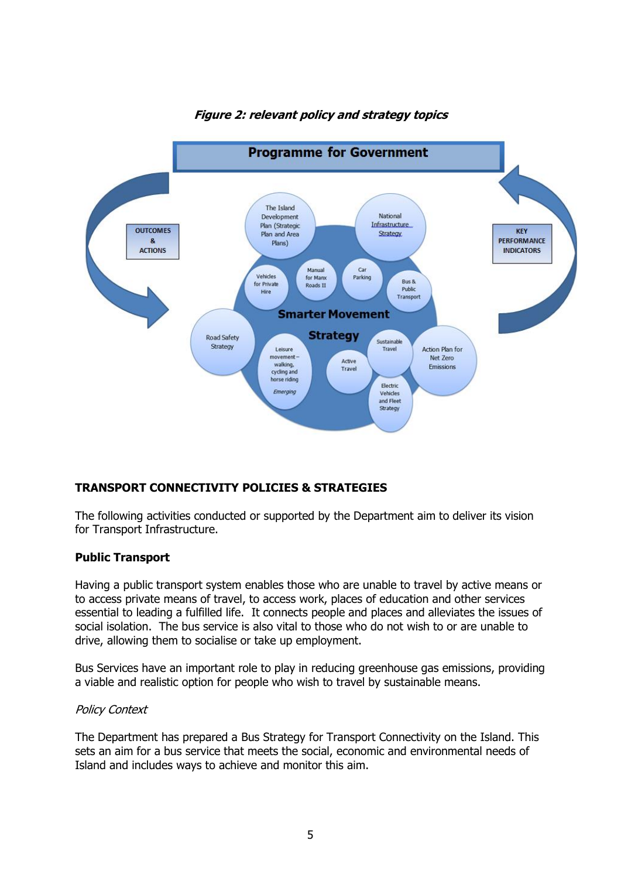*Figure 2: relevant policy and strategy topics*

## TRANSPORT CONNECTIVITY POLICIES & STRATEGIES

The following activities conducted or supported by the Department aim to deliver its vision for Transport Infrastructure.

### Public Transport

Having a public transport system enables those who are unable to travel by active means or to access private means of travel, to access work, places of education and other services essential to leading a fulfilled life. It connects people and places and alleviates the issues of social isolation. The bus service is also vital to those who do not wish to or are unable to drive, allowing them to socialise or take up employment.

Bus Services have an important role to play in reducing greenhouse gas emissions, providing a viable and realistic option for people who wish to travel by sustainable means.

*Policy Context*

The Department has prepared a Bus Strategy for Transport Connectivity on the Island. This sets an aim for a bus service that meets the social, economic and environmental needs of Island and includes ways to achieve and monitor this aim.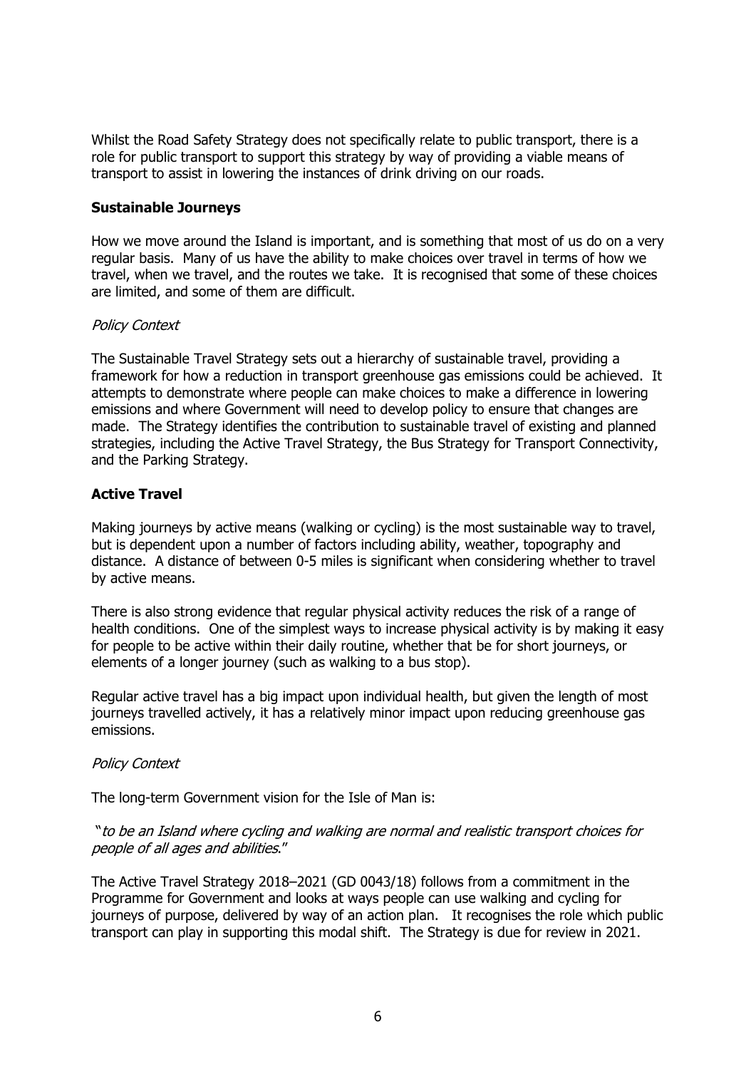Whilst the Road Safety Strategy does not specifically relate to public transport, there is a role for public transport to support this strategy by way of providing a viable means of transport to assist in lowering the instances of drink driving on our roads.

## Sustainable Journeys

How we move around the Island is important, and is something that most of us do on a very regular basis. Many of us have the ability to make choices over travel in terms of how we travel, when we travel, and the routes we take. It is recognised that some of these choices are limited, and some of them are difficult.

*Policy Context*

The Sustainable Travel Strategy sets out a hierarchy of sustainable travel, providing a framework for how a reduction in transport greenhouse gas emissions could be achieved. It attempts to demonstrate where people can make choices to make a difference in lowering emissions and where Government will need to develop policy to ensure that changes are made. The Strategy identifies the contribution to sustainable travel of existing and planned strategies, including the Active Travel Strategy, the Bus Strategy for Transport Connectivity, and the Parking Strategy.

## Active Travel

Making journeys by active means (walking or cycling) is the most sustainable way to travel, but is dependent upon a number of factors including ability, weather, topography and distance. A distance of between 0-5 miles is significant when considering whether to travel by active means.

There is also strong evidence that regular physical activity reduces the risk of a range of health conditions. One of the simplest ways to increase physical activity is by making it easy for people to be active within their daily routine, whether that be for short journeys, or elements of a longer journey (such as walking to a bus stop).

Regular active travel has a big impact upon individual health, but given the length of most journeys travelled actively, it has a relatively minor impact upon reducing greenhouse gas emissions.

*Policy Context*

The long-term Government vision for the Isle of Man is:

"*to be an Island where cycling and walking are normal and realistic transport choices for people of all ages and abilities*."

The Active Travel Strategy 2018–2021 (GD 0043/18) follows from a commitment in the Programme for Government and looks at ways people can use walking and cycling for journeys of purpose, delivered by way of an action plan. It recognises the role which public transport can play in supporting this modal shift. The Strategy is due for review in 2021.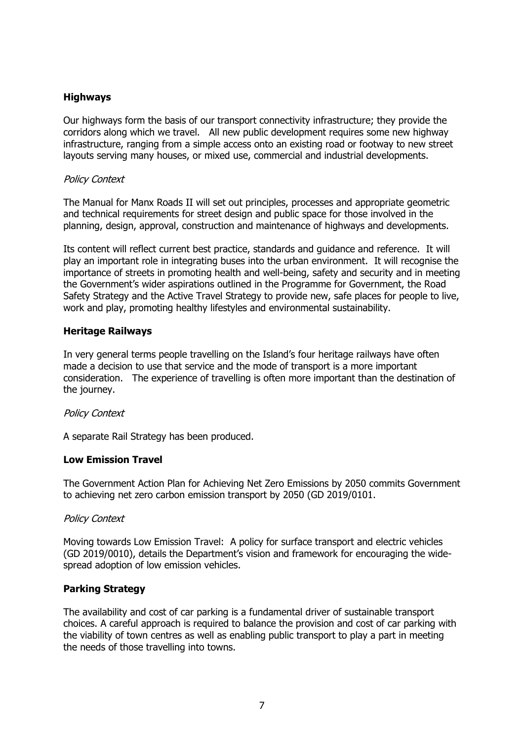**Highways**

Our highways form the basis of our transport connectivity infrastructure; they provide the corridors along which we travel. All new public development requires some new highway infrastructure, ranging from a simple access onto an existing road or footway to new street layouts serving many houses, or mixed use, commercial and industrial developments.

*Policy Context*

The Manual for Manx Roads II will set out principles, processes and appropriate geometric and technical requirements for street design and public space for those involved in the planning, design, approval, construction and maintenance of highways and developments.

Its content will reflect current best practice, standards and guidance and reference. It will play an important role in integrating buses into the urban environment. It will recognise the importance of streets in promoting health and well-being, safety and security and in meeting the Government's wider aspirations outlined in the Programme for Government, the Road Safety Strategy and the Active Travel Strategy to provide new, safe places for people to live, work and play, promoting healthy lifestyles and environmental sustainability.

**Heritage Railways**

In very general terms people travelling on the Island's four heritage railways have often made a decision to use that service and the mode of transport is a more important consideration. The experience of travelling is often more important than the destination of the journey.

*Policy Context*

A separate Rail Strategy has been produced.

**Low Emission Travel**

The Government Action Plan for Achieving Net Zero Emissions by 2050 commits Government to achieving net zero carbon emission transport by 2050 (GD 2019/0101.

*Policy Context*

Moving towards Low Emission Travel: A policy for surface transport and electric vehicles (GD 2019/0010), details the Department's vision and framework for encouraging the wide-spread adoption of low emission vehicles.

**Parking Strategy**

The availability and cost of car parking is a fundamental driver of sustainable transport choices. A careful approach is required to balance the provision and cost of car parking with the viability of town centres as well as enabling public transport to play a part in meeting the needs of those travelling into towns.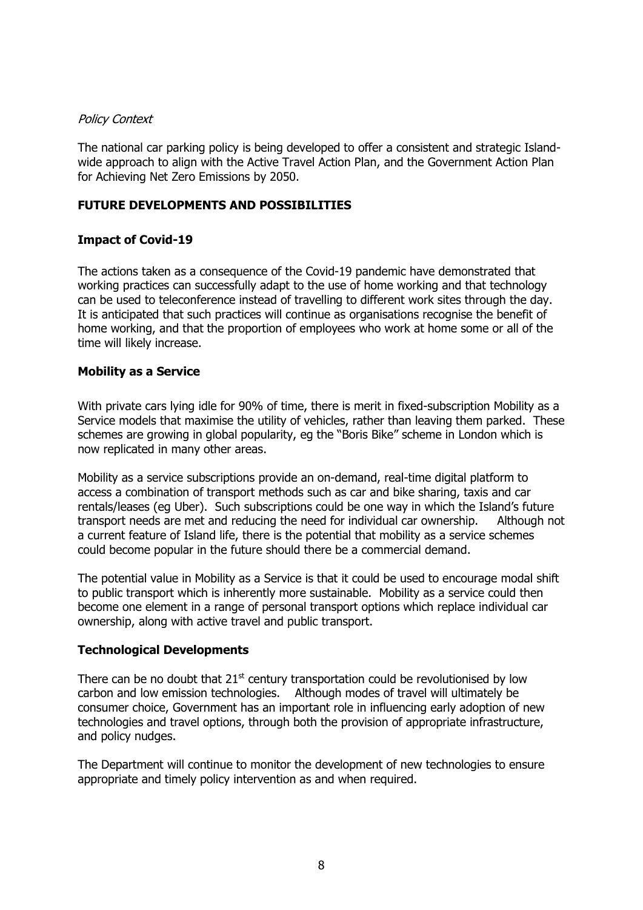*Policy Context*

The national car parking policy is being developed to offer a consistent and strategic Island-wide approach to align with the Active Travel Action Plan, and the Government Action Plan for Achieving Net Zero Emissions by 2050.

## FUTURE DEVELOPMENTS AND POSSIBILITIES

### Impact of Covid-19

The actions taken as a consequence of the Covid-19 pandemic have demonstrated that working practices can successfully adapt to the use of home working and that technology can be used to teleconference instead of travelling to different work sites through the day. It is anticipated that such practices will continue as organisations recognise the benefit of home working, and that the proportion of employees who work at home some or all of the time will likely increase.

### Mobility as a Service

With private cars lying idle for 90% of time, there is merit in fixed-subscription Mobility as a Service models that maximise the utility of vehicles, rather than leaving them parked. These schemes are growing in global popularity, eg the "Boris Bike" scheme in London which is now replicated in many other areas.

Mobility as a service subscriptions provide an on-demand, real-time digital platform to access a combination of transport methods such as car and bike sharing, taxis and car rentals/leases (eg Uber). Such subscriptions could be one way in which the Island's future transport needs are met and reducing the need for individual car ownership. Although not a current feature of Island life, there is the potential that mobility as a service schemes could become popular in the future should there be a commercial demand.

The potential value in Mobility as a Service is that it could be used to encourage modal shift to public transport which is inherently more sustainable. Mobility as a service could then become one element in a range of personal transport options which replace individual car ownership, along with active travel and public transport.

### Technological Developments

There can be no doubt that 21st century transportation could be revolutionised by low carbon and low emission technologies. Although modes of travel will ultimately be consumer choice, Government has an important role in influencing early adoption of new technologies and travel options, through both the provision of appropriate infrastructure, and policy nudges.

The Department will continue to monitor the development of new technologies to ensure appropriate and timely policy intervention as and when required.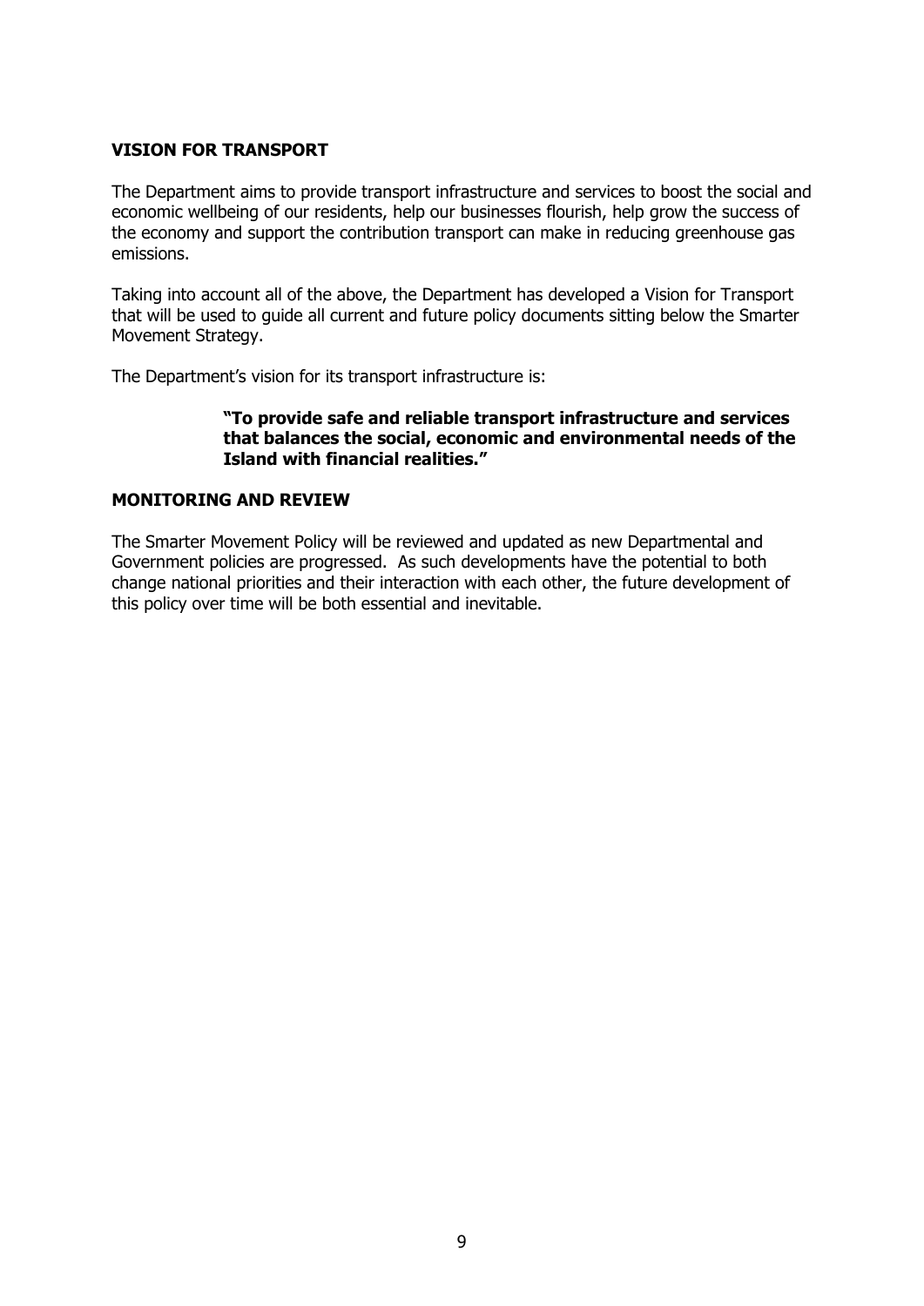## VISION FOR TRANSPORT

The Department aims to provide transport infrastructure and services to boost the social and economic wellbeing of our residents, help our businesses flourish, help grow the success of the economy and support the contribution transport can make in reducing greenhouse gas emissions.

Taking into account all of the above, the Department has developed a Vision for Transport that will be used to guide all current and future policy documents sitting below the Smarter Movement Strategy.

The Department's vision for its transport infrastructure is:

> **"To provide safe and reliable transport infrastructure and services that balances the social, economic and environmental needs of the Island with financial realities."**

## MONITORING AND REVIEW

The Smarter Movement Policy will be reviewed and updated as new Departmental and Government policies are progressed. As such developments have the potential to both change national priorities and their interaction with each other, the future development of this policy over time will be both essential and inevitable.